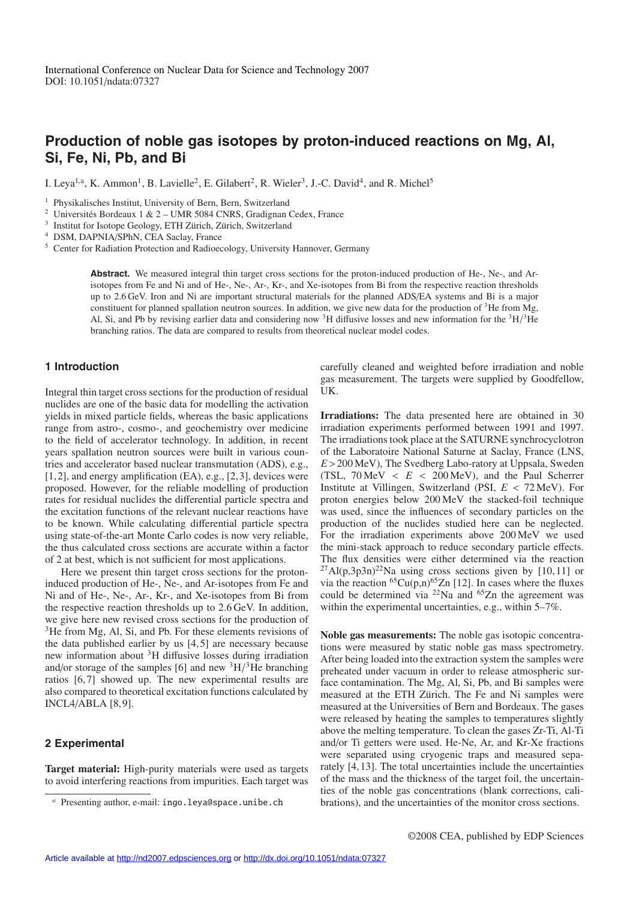International Conference on Nuclear Data for Science and Technology 2007
DOI: 10.1051/ndata:07327

# Production of noble gas isotopes by proton-induced reactions on Mg, Al, Si, Fe, Ni, Pb, and Bi

I. Leya[1,a], K. Ammon[1], B. Lavielle[2], E. Gilabert[2], R. Wieler[3], J.-C. David[4], and R. Michel[5]

[1] Physikalisches Institut, University of Bern, Bern, Switzerland
[2] Universités Bordeaux 1 & 2 – UMR 5084 CNRS, Gradignan Cedex, France
[3] Institut for Isotope Geology, ETH Zürich, Zürich, Switzerland
[4] DSM, DAPNIA/SPhN, CEA Saclay, France
[5] Center for Radiation Protection and Radioecology, University Hannover, Germany

**Abstract.** We measured integral thin target cross sections for the proton-induced production of He-, Ne-, and Ar-isotopes from Fe and Ni and of He-, Ne-, Ar-, Kr-, and Xe-isotopes from Bi from the respective reaction thresholds up to 2.6 GeV. Iron and Ni are important structural materials for the planned ADS/EA systems and Bi is a major constituent for planned spallation neutron sources. In addition, we give new data for the production of $^{3}$He from Mg, Al, Si, and Pb by revising earlier data and considering now $^{3}$H diffusive losses and new information for the $^{3}$H/$^{3}$He branching ratios. The data are compared to results from theoretical nuclear model codes.

## 1 Introduction

Integral thin target cross sections for the production of residual nuclides are one of the basic data for modelling the activation yields in mixed particle fields, whereas the basic applications range from astro-, cosmo-, and geochemistry over medicine to the field of accelerator technology. In addition, in recent years spallation neutron sources were built in various countries and accelerator based nuclear transmutation (ADS), e.g., [1,2], and energy amplification (EA), e.g., [2,3], devices were proposed. However, for the reliable modelling of production rates for residual nuclides the differential particle spectra and the excitation functions of the relevant nuclear reactions have to be known. While calculating differential particle spectra using state-of-the-art Monte Carlo codes is now very reliable, the thus calculated cross sections are accurate within a factor of 2 at best, which is not sufficient for most applications.

Here we present thin target cross sections for the proton-induced production of He-, Ne-, and Ar-isotopes from Fe and Ni and of He-, Ne-, Ar-, Kr-, and Xe-isotopes from Bi from the respective reaction thresholds up to 2.6 GeV. In addition, we give here new revised cross sections for the production of $^{3}$He from Mg, Al, Si, and Pb. For these elements revisions of the data published earlier by us [4,5] are necessary because new information about $^{3}$H diffusive losses during irradiation and/or storage of the samples [6] and new $^{3}$H/$^{3}$He branching ratios [6,7] showed up. The new experimental results are also compared to theoretical excitation functions calculated by INCL4/ABLA [8,9].

## 2 Experimental

**Target material:** High-purity materials were used as targets to avoid interfering reactions from impurities. Each target was carefully cleaned and weighted before irradiation and noble gas measurement. The targets were supplied by Goodfellow, UK.

**Irradiations:** The data presented here are obtained in 30 irradiation experiments performed between 1991 and 1997. The irradiations took place at the SATURNE synchrocyclotron of the Laboratoire National Saturne at Saclay, France (LNS, $E > 200$ MeV), The Svedberg Labo-ratory at Uppsala, Sweden (TSL, $70\,\text{MeV} < E < 200\,\text{MeV}$), and the Paul Scherrer Institute at Villingen, Switzerland (PSI, $E < 72$ MeV). For proton energies below 200 MeV the stacked-foil technique was used, since the influences of secondary particles on the production of the nuclides studied here can be neglected. For the irradiation experiments above 200 MeV we used the mini-stack approach to reduce secondary particle effects. The flux densities were either determined via the reaction $^{27}$Al(p,3p3n)$^{22}$Na using cross sections given by [10,11] or via the reaction $^{65}$Cu(p,n)$^{65}$Zn [12]. In cases where the fluxes could be determined via $^{22}$Na and $^{65}$Zn the agreement was within the experimental uncertainties, e.g., within 5–7%.

**Noble gas measurements:** The noble gas isotopic concentrations were measured by static noble gas mass spectrometry. After being loaded into the extraction system the samples were preheated under vacuum in order to release atmospheric surface contamination. The Mg, Al, Si, Pb, and Bi samples were measured at the ETH Zürich. The Fe and Ni samples were measured at the Universities of Bern and Bordeaux. The gases were released by heating the samples to temperatures slightly above the melting temperature. To clean the gases Zr-Ti, Al-Ti and/or Ti getters were used. He-Ne, Ar, and Kr-Xe fractions were separated using cryogenic traps and measured separately [4,13]. The total uncertainties include the uncertainties of the mass and the thickness of the target foil, the uncertainties of the noble gas concentrations (blank corrections, calibrations), and the uncertainties of the monitor cross sections.

[a] Presenting author, e-mail: ingo.leya@space.unibe.ch

©2008 CEA, published by EDP Sciences

Article available at http://nd2007.edpsciences.org or http://dx.doi.org/10.1051/ndata:07327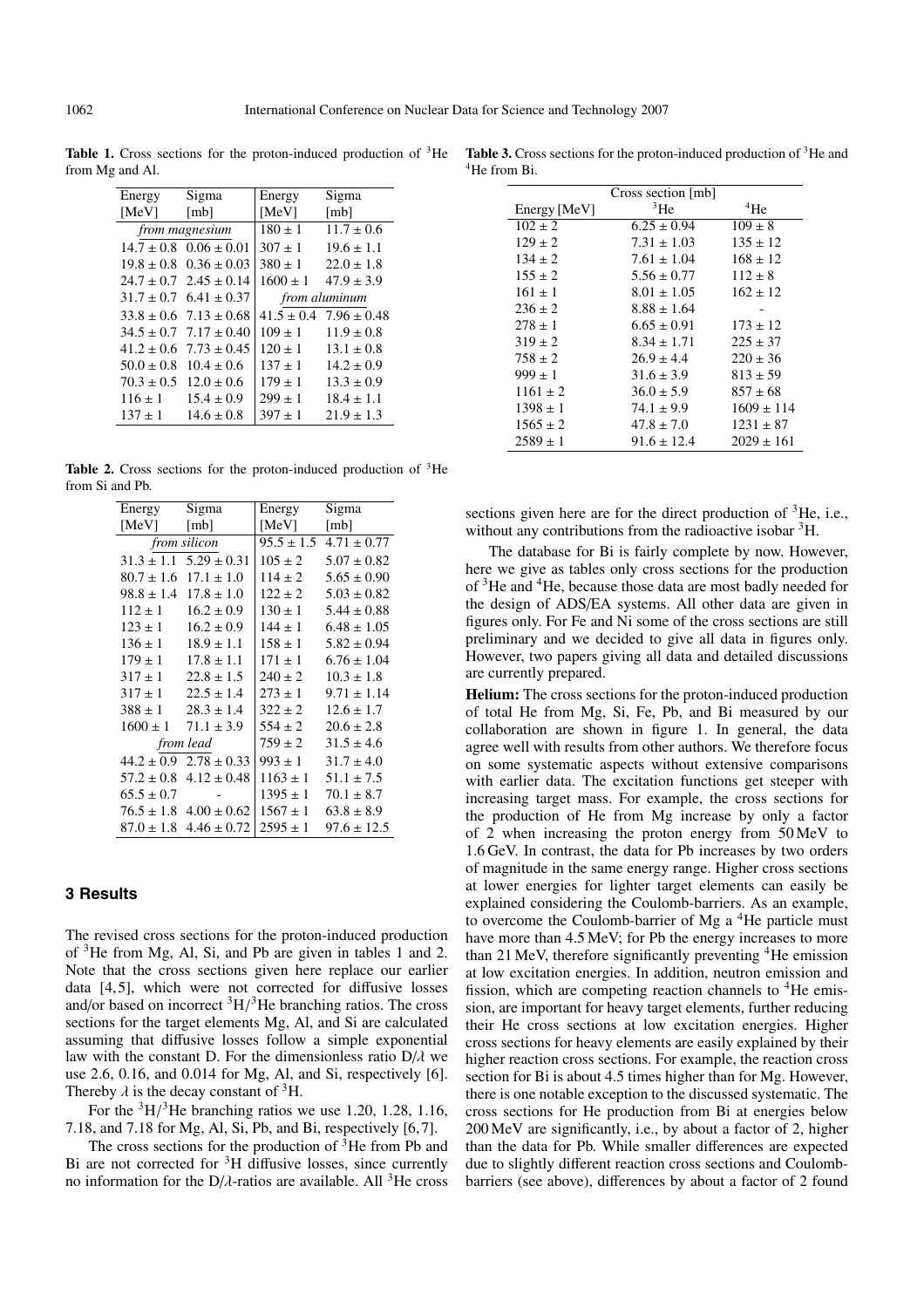**Table 1.** Cross sections for the proton-induced production of $^{3}$He from Mg and Al.

| Energy [MeV] | Sigma [mb] | Energy [MeV] | Sigma [mb] |
|---|---|---|---|
| *from magnesium* | | $180 \pm 1$ | $11.7 \pm 0.6$ |
| $14.7 \pm 0.8$ | $0.06 \pm 0.01$ | $307 \pm 1$ | $19.6 \pm 1.1$ |
| $19.8 \pm 0.8$ | $0.36 \pm 0.03$ | $380 \pm 1$ | $22.0 \pm 1.8$ |
| $24.7 \pm 0.7$ | $2.45 \pm 0.14$ | $1600 \pm 1$ | $47.9 \pm 3.9$ |
| $31.7 \pm 0.7$ | $6.41 \pm 0.37$ | *from aluminum* | |
| $33.8 \pm 0.6$ | $7.13 \pm 0.68$ | $41.5 \pm 0.4$ | $7.96 \pm 0.48$ |
| $34.5 \pm 0.7$ | $7.17 \pm 0.40$ | $109 \pm 1$ | $11.9 \pm 0.8$ |
| $41.2 \pm 0.6$ | $7.73 \pm 0.45$ | $120 \pm 1$ | $13.1 \pm 0.8$ |
| $50.0 \pm 0.8$ | $10.4 \pm 0.6$ | $137 \pm 1$ | $14.2 \pm 0.9$ |
| $70.3 \pm 0.5$ | $12.0 \pm 0.6$ | $179 \pm 1$ | $13.3 \pm 0.9$ |
| $116 \pm 1$ | $15.4 \pm 0.9$ | $299 \pm 1$ | $18.4 \pm 1.1$ |
| $137 \pm 1$ | $14.6 \pm 0.8$ | $397 \pm 1$ | $21.9 \pm 1.3$ |

**Table 2.** Cross sections for the proton-induced production of $^{3}$He from Si and Pb.

| Energy [MeV] | Sigma [mb] | Energy [MeV] | Sigma [mb] |
|---|---|---|---|
| *from silicon* | | $95.5 \pm 1.5$ | $4.71 \pm 0.77$ |
| $31.3 \pm 1.1$ | $5.29 \pm 0.31$ | $105 \pm 2$ | $5.07 \pm 0.82$ |
| $80.7 \pm 1.6$ | $17.1 \pm 1.0$ | $114 \pm 2$ | $5.65 \pm 0.90$ |
| $98.8 \pm 1.4$ | $17.8 \pm 1.0$ | $122 \pm 2$ | $5.03 \pm 0.82$ |
| $112 \pm 1$ | $16.2 \pm 0.9$ | $130 \pm 1$ | $5.44 \pm 0.88$ |
| $123 \pm 1$ | $16.2 \pm 0.9$ | $144 \pm 1$ | $6.48 \pm 1.05$ |
| $136 \pm 1$ | $18.9 \pm 1.1$ | $158 \pm 1$ | $5.82 \pm 0.94$ |
| $179 \pm 1$ | $17.8 \pm 1.1$ | $171 \pm 1$ | $6.76 \pm 1.04$ |
| $317 \pm 1$ | $22.8 \pm 1.5$ | $240 \pm 2$ | $10.3 \pm 1.8$ |
| $317 \pm 1$ | $22.5 \pm 1.4$ | $273 \pm 1$ | $9.71 \pm 1.14$ |
| $388 \pm 1$ | $28.3 \pm 1.4$ | $322 \pm 2$ | $12.6 \pm 1.7$ |
| $1600 \pm 1$ | $71.1 \pm 3.9$ | $554 \pm 2$ | $20.6 \pm 2.8$ |
| *from lead* | | $759 \pm 2$ | $31.5 \pm 4.6$ |
| $44.2 \pm 0.9$ | $2.78 \pm 0.33$ | $993 \pm 1$ | $31.7 \pm 4.0$ |
| $57.2 \pm 0.8$ | $4.12 \pm 0.48$ | $1163 \pm 1$ | $51.1 \pm 7.5$ |
| $65.5 \pm 0.7$ | - | $1395 \pm 1$ | $70.1 \pm 8.7$ |
| $76.5 \pm 1.8$ | $4.00 \pm 0.62$ | $1567 \pm 1$ | $63.8 \pm 8.9$ |
| $87.0 \pm 1.8$ | $4.46 \pm 0.72$ | $2595 \pm 1$ | $97.6 \pm 12.5$ |

## 3 Results

The revised cross sections for the proton-induced production of $^{3}$He from Mg, Al, Si, and Pb are given in tables 1 and 2. Note that the cross sections given here replace our earlier data [4,5], which were not corrected for diffusive losses and/or based on incorrect $^{3}$H/$^{3}$He branching ratios. The cross sections for the target elements Mg, Al, and Si are calculated assuming that diffusive losses follow a simple exponential law with the constant D. For the dimensionless ratio D/$\lambda$ we use 2.6, 0.16, and 0.014 for Mg, Al, and Si, respectively [6]. Thereby $\lambda$ is the decay constant of $^{3}$H.

For the $^{3}$H/$^{3}$He branching ratios we use 1.20, 1.28, 1.16, 7.18, and 7.18 for Mg, Al, Si, Pb, and Bi, respectively [6,7].

The cross sections for the production of $^{3}$He from Pb and Bi are not corrected for $^{3}$H diffusive losses, since currently no information for the D/$\lambda$-ratios are available. All $^{3}$He cross sections given here are for the direct production of $^{3}$He, i.e., without any contributions from the radioactive isobar $^{3}$H.

**Table 3.** Cross sections for the proton-induced production of $^{3}$He and $^{4}$He from Bi.

| Energy [MeV] | Cross section [mb] $^{3}$He | $^{4}$He |
|---|---|---|
| $102 \pm 2$ | $6.25 \pm 0.94$ | $109 \pm 8$ |
| $129 \pm 2$ | $7.31 \pm 1.03$ | $135 \pm 12$ |
| $134 \pm 2$ | $7.61 \pm 1.04$ | $168 \pm 12$ |
| $155 \pm 2$ | $5.56 \pm 0.77$ | $112 \pm 8$ |
| $161 \pm 1$ | $8.01 \pm 1.05$ | $162 \pm 12$ |
| $236 \pm 2$ | $8.88 \pm 1.64$ | - |
| $278 \pm 1$ | $6.65 \pm 0.91$ | $173 \pm 12$ |
| $319 \pm 2$ | $8.34 \pm 1.71$ | $225 \pm 37$ |
| $758 \pm 2$ | $26.9 \pm 4.4$ | $220 \pm 36$ |
| $999 \pm 1$ | $31.6 \pm 3.9$ | $813 \pm 59$ |
| $1161 \pm 2$ | $36.0 \pm 5.9$ | $857 \pm 68$ |
| $1398 \pm 1$ | $74.1 \pm 9.9$ | $1609 \pm 114$ |
| $1565 \pm 2$ | $47.8 \pm 7.0$ | $1231 \pm 87$ |
| $2589 \pm 1$ | $91.6 \pm 12.4$ | $2029 \pm 161$ |

The database for Bi is fairly complete by now. However, here we give as tables only cross sections for the production of $^{3}$He and $^{4}$He, because those data are most badly needed for the design of ADS/EA systems. All other data are given in figures only. For Fe and Ni some of the cross sections are still preliminary and we decided to give all data in figures only. However, two papers giving all data and detailed discussions are currently prepared.

**Helium:** The cross sections for the proton-induced production of total He from Mg, Si, Fe, Pb, and Bi measured by our collaboration are shown in figure 1. In general, the data agree well with results from other authors. We therefore focus on some systematic aspects without extensive comparisons with earlier data. The excitation functions get steeper with increasing target mass. For example, the cross sections for the production of He from Mg increase by only a factor of 2 when increasing the proton energy from 50 MeV to 1.6 GeV. In contrast, the data for Pb increases by two orders of magnitude in the same energy range. Higher cross sections at lower energies for lighter target elements can easily be explained considering the Coulomb-barriers. As an example, to overcome the Coulomb-barrier of Mg a $^{4}$He particle must have more than 4.5 MeV; for Pb the energy increases to more than 21 MeV, therefore significantly preventing $^{4}$He emission at low excitation energies. In addition, neutron emission and fission, which are competing reaction channels to $^{4}$He emission, are important for heavy target elements, further reducing their He cross sections at low excitation energies. Higher cross sections for heavy elements are easily explained by their higher reaction cross sections. For example, the reaction cross section for Bi is about 4.5 times higher than for Mg. However, there is one notable exception to the discussed systematic. The cross sections for He production from Bi at energies below 200 MeV are significantly, i.e., by about a factor of 2, higher than the data for Pb. While smaller differences are expected due to slightly different reaction cross sections and Coulomb-barriers (see above), differences by about a factor of 2 found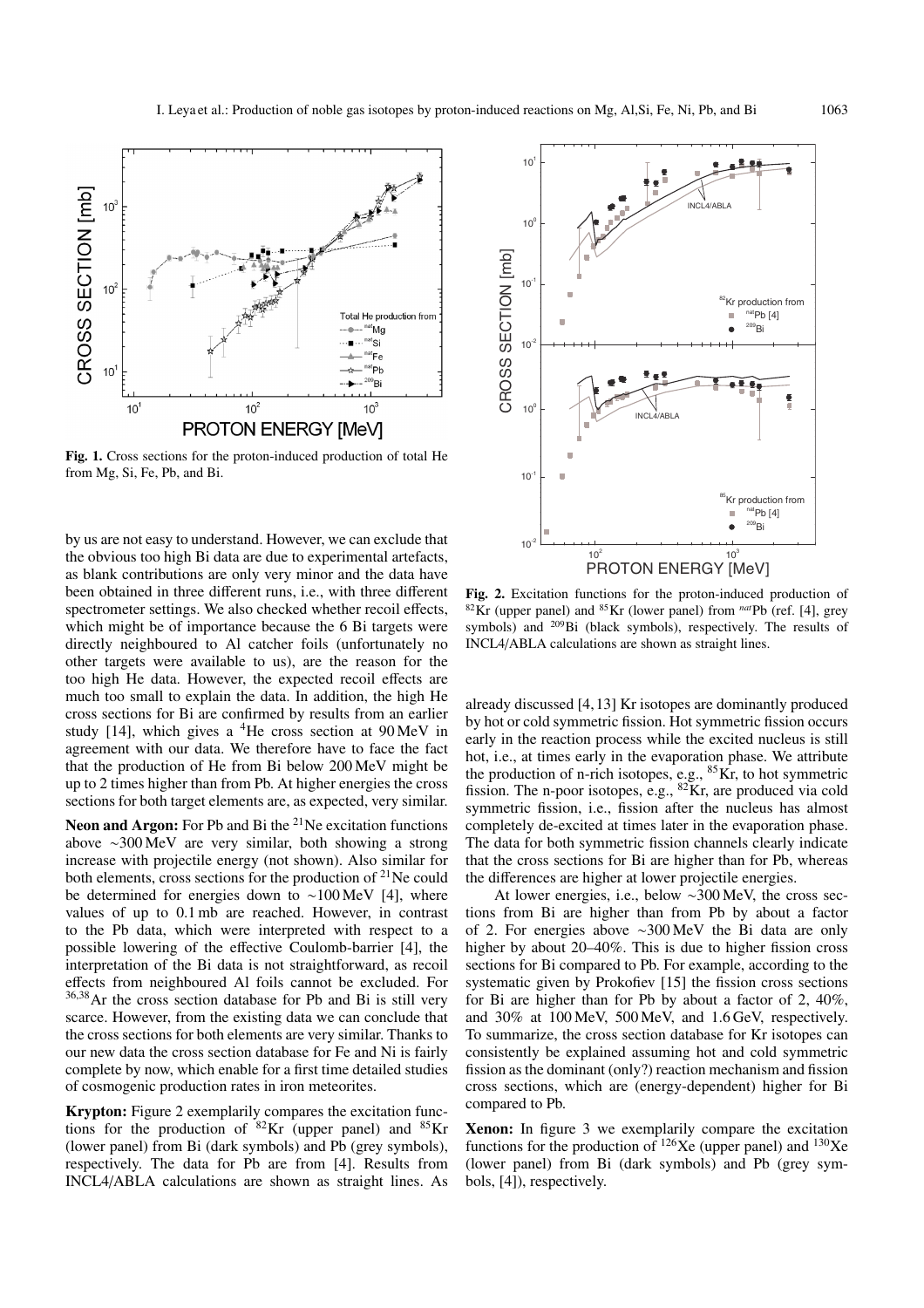**Fig. 1.** Cross sections for the proton-induced production of total He from Mg, Si, Fe, Pb, and Bi.

by us are not easy to understand. However, we can exclude that the obvious too high Bi data are due to experimental artefacts, as blank contributions are only very minor and the data have been obtained in three different runs, i.e., with three different spectrometer settings. We also checked whether recoil effects, which might be of importance because the 6 Bi targets were directly neighboured to Al catcher foils (unfortunately no other targets were available to us), are the reason for the too high He data. However, the expected recoil effects are much too small to explain the data. In addition, the high He cross sections for Bi are confirmed by results from an earlier study [14], which gives a $^{4}$He cross section at 90 MeV in agreement with our data. We therefore have to face the fact that the production of He from Bi below 200 MeV might be up to 2 times higher than from Pb. At higher energies the cross sections for both target elements are, as expected, very similar.

**Neon and Argon:** For Pb and Bi the $^{21}$Ne excitation functions above ~300 MeV are very similar, both showing a strong increase with projectile energy (not shown). Also similar for both elements, cross sections for the production of $^{21}$Ne could be determined for energies down to ~100 MeV [4], where values of up to 0.1 mb are reached. However, in contrast to the Pb data, which were interpreted with respect to a possible lowering of the effective Coulomb-barrier [4], the interpretation of the Bi data is not straightforward, as recoil effects from neighboured Al foils cannot be excluded. For $^{36,38}$Ar the cross section database for Pb and Bi is still very scarce. However, from the existing data we can conclude that the cross sections for both elements are very similar. Thanks to our new data the cross section database for Fe and Ni is fairly complete by now, which enable for a first time detailed studies of cosmogenic production rates in iron meteorites.

**Krypton:** Figure 2 exemplarily compares the excitation functions for the production of $^{82}$Kr (upper panel) and $^{85}$Kr (lower panel) from Bi (dark symbols) and Pb (grey symbols), respectively. The data for Pb are from [4]. Results from INCL4/ABLA calculations are shown as straight lines. As already discussed [4,13] Kr isotopes are dominantly produced by hot or cold symmetric fission. Hot symmetric fission occurs early in the reaction process while the excited nucleus is still hot, i.e., at times early in the evaporation phase. We attribute the production of n-rich isotopes, e.g., $^{85}$Kr, to hot symmetric fission. The n-poor isotopes, e.g., $^{82}$Kr, are produced via cold symmetric fission, i.e., fission after the nucleus has almost completely de-excited at times later in the evaporation phase. The data for both symmetric fission channels clearly indicate that the cross sections for Bi are higher than for Pb, whereas the differences are higher at lower projectile energies.

**Fig. 2.** Excitation functions for the proton-induced production of $^{82}$Kr (upper panel) and $^{85}$Kr (lower panel) from $^{nat}$Pb (ref. [4], grey symbols) and $^{209}$Bi (black symbols), respectively. The results of INCL4/ABLA calculations are shown as straight lines.

At lower energies, i.e., below ~300 MeV, the cross sections from Bi are higher than from Pb by about a factor of 2. For energies above ~300 MeV the Bi data are only higher by about 20–40%. This is due to higher fission cross sections for Bi compared to Pb. For example, according to the systematic given by Prokofiev [15] the fission cross sections for Bi are higher than for Pb by about a factor of 2, 40%, and 30% at 100 MeV, 500 MeV, and 1.6 GeV, respectively. To summarize, the cross section database for Kr isotopes can consistently be explained assuming hot and cold symmetric fission as the dominant (only?) reaction mechanism and fission cross sections, which are (energy-dependent) higher for Bi compared to Pb.

**Xenon:** In figure 3 we exemplarily compare the excitation functions for the production of $^{126}$Xe (upper panel) and $^{130}$Xe (lower panel) from Bi (dark symbols) and Pb (grey symbols, [4]), respectively.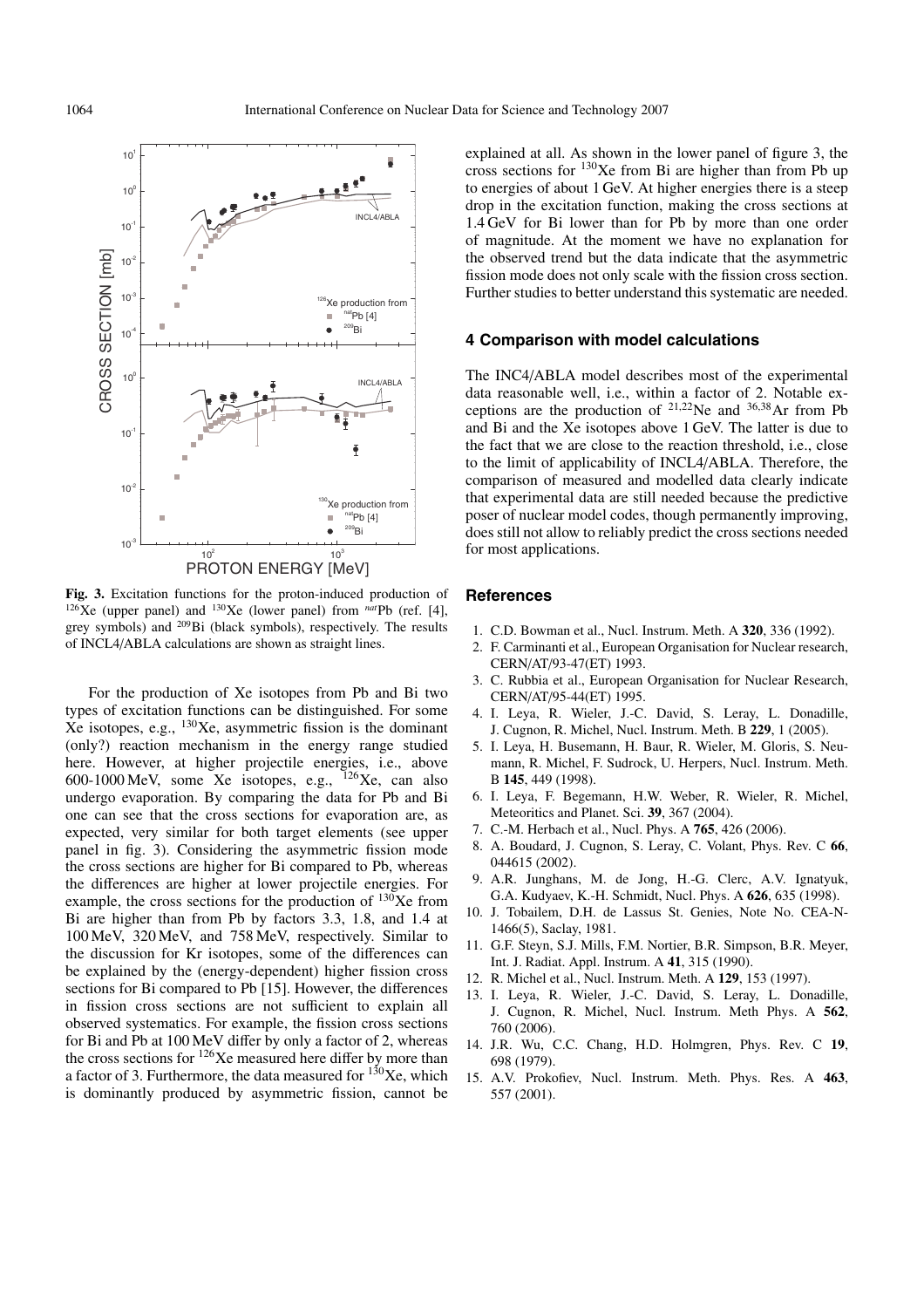10[1]

10[0]

10[-1]

10[-2]

10[-3]

10[-4]

CROSS SECTION [mb]

INCL4/ABLA

$^{126}$Xe production from
$^{nat}$Pb [4]
$^{209}$Bi

10[0]

10[-1]

10[-2]

10[-3]

INCL4/ABLA

$^{130}$Xe production from
$^{nat}$Pb [4]
$^{209}$Bi

10[2]

10[3]

PROTON ENERGY [MeV]

**Fig. 3.** Excitation functions for the proton-induced production of $^{126}$Xe (upper panel) and $^{130}$Xe (lower panel) from $^{nat}$Pb (ref. [4], grey symbols) and $^{209}$Bi (black symbols), respectively. The results of INCL4/ABLA calculations are shown as straight lines.

For the production of Xe isotopes from Pb and Bi two types of excitation functions can be distinguished. For some Xe isotopes, e.g., $^{130}$Xe, asymmetric fission is the dominant (only?) reaction mechanism in the energy range studied here. However, at higher projectile energies, i.e., above 600-1000 MeV, some Xe isotopes, e.g., $^{126}$Xe, can also undergo evaporation. By comparing the data for Pb and Bi one can see that the cross sections for evaporation are, as expected, very similar for both target elements (see upper panel in fig. 3). Considering the asymmetric fission mode the cross sections are higher for Bi compared to Pb, whereas the differences are higher at lower projectile energies. For example, the cross sections for the production of $^{130}$Xe from Bi are higher than from Pb by factors 3.3, 1.8, and 1.4 at 100 MeV, 320 MeV, and 758 MeV, respectively. Similar to the discussion for Kr isotopes, some of the differences can be explained by the (energy-dependent) higher fission cross sections for Bi compared to Pb [15]. However, the differences in fission cross sections are not sufficient to explain all observed systematics. For example, the fission cross sections for Bi and Pb at 100 MeV differ by only a factor of 2, whereas the cross sections for $^{126}$Xe measured here differ by more than a factor of 3. Furthermore, the data measured for $^{130}$Xe, which is dominantly produced by asymmetric fission, cannot be explained at all. As shown in the lower panel of figure 3, the cross sections for $^{130}$Xe from Bi are higher than from Pb up to energies of about 1 GeV. At higher energies there is a steep drop in the excitation function, making the cross sections at 1.4 GeV for Bi lower than for Pb by more than one order of magnitude. At the moment we have no explanation for the observed trend but the data indicate that the asymmetric fission mode does not only scale with the fission cross section. Further studies to better understand this systematic are needed.

## 4 Comparison with model calculations

The INC4/ABLA model describes most of the experimental data reasonable well, i.e., within a factor of 2. Notable exceptions are the production of $^{21,22}$Ne and $^{36,38}$Ar from Pb and Bi and the Xe isotopes above 1 GeV. The latter is due to the fact that we are close to the reaction threshold, i.e., close to the limit of applicability of INCL4/ABLA. Therefore, the comparison of measured and modelled data clearly indicate that experimental data are still needed because the predictive poser of nuclear model codes, though permanently improving, does still not allow to reliably predict the cross sections needed for most applications.

## References

1. C.D. Bowman et al., Nucl. Instrum. Meth. A **320**, 336 (1992).
2. F. Carminanti et al., European Organisation for Nuclear research, CERN/AT/93-47(ET) 1993.
3. C. Rubbia et al., European Organisation for Nuclear Research, CERN/AT/95-44(ET) 1995.
4. I. Leya, R. Wieler, J.-C. David, S. Leray, L. Donadille, J. Cugnon, R. Michel, Nucl. Instrum. Meth. B **229**, 1 (2005).
5. I. Leya, H. Busemann, H. Baur, R. Wieler, M. Gloris, S. Neumann, R. Michel, F. Sudrock, U. Herpers, Nucl. Instrum. Meth. B **145**, 449 (1998).
6. I. Leya, F. Begemann, H.W. Weber, R. Wieler, R. Michel, Meteoritics and Planet. Sci. **39**, 367 (2004).
7. C.-M. Herbach et al., Nucl. Phys. A **765**, 426 (2006).
8. A. Boudard, J. Cugnon, S. Leray, C. Volant, Phys. Rev. C **66**, 044615 (2002).
9. A.R. Junghans, M. de Jong, H.-G. Clerc, A.V. Ignatyuk, G.A. Kudyaev, K.-H. Schmidt, Nucl. Phys. A **626**, 635 (1998).
10. J. Tobailem, D.H. de Lassus St. Genies, Note No. CEA-N-1466(5), Saclay, 1981.
11. G.F. Steyn, S.J. Mills, F.M. Nortier, B.R. Simpson, B.R. Meyer, Int. J. Radiat. Appl. Instrum. A **41**, 315 (1990).
12. R. Michel et al., Nucl. Instrum. Meth. A **129**, 153 (1997).
13. I. Leya, R. Wieler, J.-C. David, S. Leray, L. Donadille, J. Cugnon, R. Michel, Nucl. Instrum. Meth Phys. A **562**, 760 (2006).
14. J.R. Wu, C.C. Chang, H.D. Holmgren, Phys. Rev. C **19**, 698 (1979).
15. A.V. Prokofiev, Nucl. Instrum. Meth. Phys. Res. A **463**, 557 (2001).